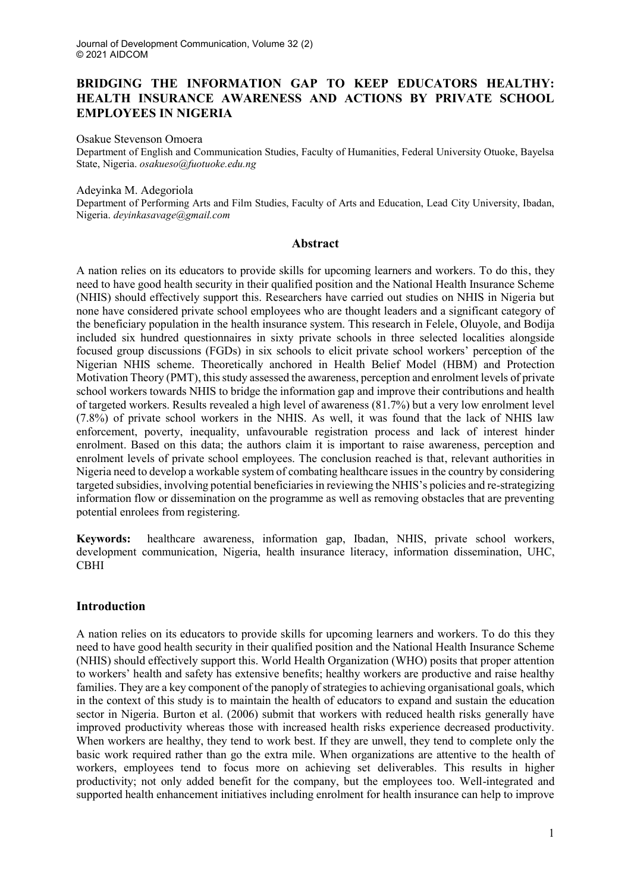# BRIDGING THE INFORMATION GAP TO KEEP EDUCATORS HEALTHY: HEALTH INSURANCE AWARENESS AND ACTIONS BY PRIVATE SCHOOL EMPLOYEES IN NIGERIA

Osakue Stevenson Omoera

Department of English and Communication Studies, Faculty of Humanities, Federal University Otuoke, Bayelsa State, Nigeria. *osakueso@fuotuoke.edu.ng*

Adeyinka M. Adegoriola

Department of Performing Arts and Film Studies, Faculty of Arts and Education, Lead City University, Ibadan, Nigeria. *deyinkasavage@gmail.com*

## Abstract

A nation relies on its educators to provide skills for upcoming learners and workers. To do this, they need to have good health security in their qualified position and the National Health Insurance Scheme (NHIS) should effectively support this. Researchers have carried out studies on NHIS in Nigeria but none have considered private school employees who are thought leaders and a significant category of the beneficiary population in the health insurance system. This research in Felele, Oluyole, and Bodija included six hundred questionnaires in sixty private schools in three selected localities alongside focused group discussions (FGDs) in six schools to elicit private school workers' perception of the Nigerian NHIS scheme. Theoretically anchored in Health Belief Model (HBM) and Protection Motivation Theory (PMT), this study assessed the awareness, perception and enrolment levels of private school workers towards NHIS to bridge the information gap and improve their contributions and health of targeted workers. Results revealed a high level of awareness (81.7%) but a very low enrolment level (7.8%) of private school workers in the NHIS. As well, it was found that the lack of NHIS law enforcement, poverty, inequality, unfavourable registration process and lack of interest hinder enrolment. Based on this data; the authors claim it is important to raise awareness, perception and enrolment levels of private school employees. The conclusion reached is that, relevant authorities in Nigeria need to develop a workable system of combating healthcare issues in the country by considering targeted subsidies, involving potential beneficiaries in reviewing the NHIS's policies and re-strategizing information flow or dissemination on the programme as well as removing obstacles that are preventing potential enrolees from registering.

**Keywords:** healthcare awareness, information gap, Ibadan, NHIS, private school workers, development communication, Nigeria, health insurance literacy, information dissemination, UHC, CBHI

## Introduction

A nation relies on its educators to provide skills for upcoming learners and workers. To do this they need to have good health security in their qualified position and the National Health Insurance Scheme (NHIS) should effectively support this. World Health Organization (WHO) posits that proper attention to workers' health and safety has extensive benefits; healthy workers are productive and raise healthy families. They are a key component of the panoply of strategies to achieving organisational goals, which in the context of this study is to maintain the health of educators to expand and sustain the education sector in Nigeria. Burton et al. (2006) submit that workers with reduced health risks generally have improved productivity whereas those with increased health risks experience decreased productivity. When workers are healthy, they tend to work best. If they are unwell, they tend to complete only the basic work required rather than go the extra mile. When organizations are attentive to the health of workers, employees tend to focus more on achieving set deliverables. This results in higher productivity; not only added benefit for the company, but the employees too. Well-integrated and supported health enhancement initiatives including enrolment for health insurance can help to improve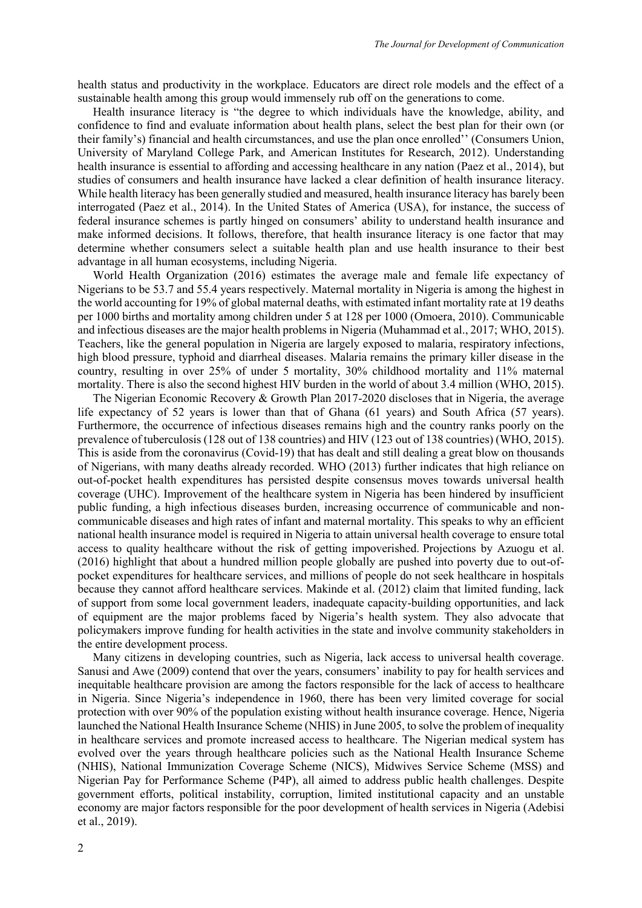health status and productivity in the workplace. Educators are direct role models and the effect of a sustainable health among this group would immensely rub off on the generations to come.

Health insurance literacy is "the degree to which individuals have the knowledge, ability, and confidence to find and evaluate information about health plans, select the best plan for their own (or their family's) financial and health circumstances, and use the plan once enrolled'' (Consumers Union, University of Maryland College Park, and American Institutes for Research, 2012). Understanding health insurance is essential to affording and accessing healthcare in any nation (Paez et al., 2014), but studies of consumers and health insurance have lacked a clear definition of health insurance literacy. While health literacy has been generally studied and measured, health insurance literacy has barely been interrogated (Paez et al., 2014). In the United States of America (USA), for instance, the success of federal insurance schemes is partly hinged on consumers' ability to understand health insurance and make informed decisions. It follows, therefore, that health insurance literacy is one factor that may determine whether consumers select a suitable health plan and use health insurance to their best advantage in all human ecosystems, including Nigeria.

World Health Organization (2016) estimates the average male and female life expectancy of Nigerians to be 53.7 and 55.4 years respectively. Maternal mortality in Nigeria is among the highest in the world accounting for 19% of global maternal deaths, with estimated infant mortality rate at 19 deaths per 1000 births and mortality among children under 5 at 128 per 1000 (Omoera, 2010). Communicable and infectious diseases are the major health problems in Nigeria (Muhammad et al., 2017; WHO, 2015). Teachers, like the general population in Nigeria are largely exposed to malaria, respiratory infections, high blood pressure, typhoid and diarrheal diseases. Malaria remains the primary killer disease in the country, resulting in over 25% of under 5 mortality, 30% childhood mortality and 11% maternal mortality. There is also the second highest HIV burden in the world of about 3.4 million (WHO, 2015).

The Nigerian Economic Recovery & Growth Plan 2017-2020 discloses that in Nigeria, the average life expectancy of 52 years is lower than that of Ghana (61 years) and South Africa (57 years). Furthermore, the occurrence of infectious diseases remains high and the country ranks poorly on the prevalence of tuberculosis (128 out of 138 countries) and HIV (123 out of 138 countries) (WHO, 2015). This is aside from the coronavirus (Covid-19) that has dealt and still dealing a great blow on thousands of Nigerians, with many deaths already recorded. WHO (2013) further indicates that high reliance on out-of-pocket health expenditures has persisted despite consensus moves towards universal health coverage (UHC). Improvement of the healthcare system in Nigeria has been hindered by insufficient public funding, a high infectious diseases burden, increasing occurrence of communicable and non-communicable diseases and high rates of infant and maternal mortality. This speaks to why an efficient national health insurance model is required in Nigeria to attain universal health coverage to ensure total access to quality healthcare without the risk of getting impoverished. Projections by Azuogu et al. (2016) highlight that about a hundred million people globally are pushed into poverty due to out-of-pocket expenditures for healthcare services, and millions of people do not seek healthcare in hospitals because they cannot afford healthcare services. Makinde et al. (2012) claim that limited funding, lack of support from some local government leaders, inadequate capacity-building opportunities, and lack of equipment are the major problems faced by Nigeria's health system. They also advocate that policymakers improve funding for health activities in the state and involve community stakeholders in the entire development process.

Many citizens in developing countries, such as Nigeria, lack access to universal health coverage. Sanusi and Awe (2009) contend that over the years, consumers' inability to pay for health services and inequitable healthcare provision are among the factors responsible for the lack of access to healthcare in Nigeria. Since Nigeria's independence in 1960, there has been very limited coverage for social protection with over 90% of the population existing without health insurance coverage. Hence, Nigeria launched the National Health Insurance Scheme (NHIS) in June 2005, to solve the problem of inequality in healthcare services and promote increased access to healthcare. The Nigerian medical system has evolved over the years through healthcare policies such as the National Health Insurance Scheme (NHIS), National Immunization Coverage Scheme (NICS), Midwives Service Scheme (MSS) and Nigerian Pay for Performance Scheme (P4P), all aimed to address public health challenges. Despite government efforts, political instability, corruption, limited institutional capacity and an unstable economy are major factors responsible for the poor development of health services in Nigeria (Adebisi et al., 2019).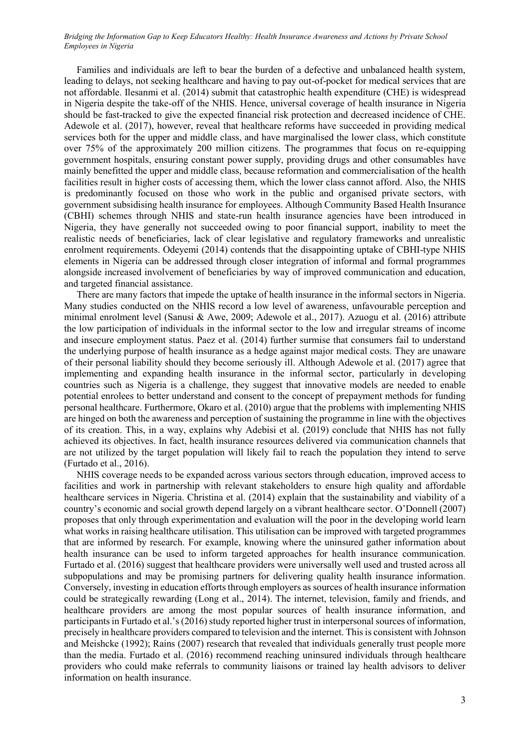Families and individuals are left to bear the burden of a defective and unbalanced health system, leading to delays, not seeking healthcare and having to pay out-of-pocket for medical services that are not affordable. Ilesanmi et al. (2014) submit that catastrophic health expenditure (CHE) is widespread in Nigeria despite the take-off of the NHIS. Hence, universal coverage of health insurance in Nigeria should be fast-tracked to give the expected financial risk protection and decreased incidence of CHE. Adewole et al. (2017), however, reveal that healthcare reforms have succeeded in providing medical services both for the upper and middle class, and have marginalised the lower class, which constitute over 75% of the approximately 200 million citizens. The programmes that focus on re-equipping government hospitals, ensuring constant power supply, providing drugs and other consumables have mainly benefitted the upper and middle class, because reformation and commercialisation of the health facilities result in higher costs of accessing them, which the lower class cannot afford. Also, the NHIS is predominantly focused on those who work in the public and organised private sectors, with government subsidising health insurance for employees. Although Community Based Health Insurance (CBHI) schemes through NHIS and state-run health insurance agencies have been introduced in Nigeria, they have generally not succeeded owing to poor financial support, inability to meet the realistic needs of beneficiaries, lack of clear legislative and regulatory frameworks and unrealistic enrolment requirements. Odeyemi (2014) contends that the disappointing uptake of CBHI-type NHIS elements in Nigeria can be addressed through closer integration of informal and formal programmes alongside increased involvement of beneficiaries by way of improved communication and education, and targeted financial assistance.

There are many factors that impede the uptake of health insurance in the informal sectors in Nigeria. Many studies conducted on the NHIS record a low level of awareness, unfavourable perception and minimal enrolment level (Sanusi & Awe, 2009; Adewole et al., 2017). Azuogu et al. (2016) attribute the low participation of individuals in the informal sector to the low and irregular streams of income and insecure employment status. Paez et al. (2014) further surmise that consumers fail to understand the underlying purpose of health insurance as a hedge against major medical costs. They are unaware of their personal liability should they become seriously ill. Although Adewole et al. (2017) agree that implementing and expanding health insurance in the informal sector, particularly in developing countries such as Nigeria is a challenge, they suggest that innovative models are needed to enable potential enrolees to better understand and consent to the concept of prepayment methods for funding personal healthcare. Furthermore, Okaro et al. (2010) argue that the problems with implementing NHIS are hinged on both the awareness and perception of sustaining the programme in line with the objectives of its creation. This, in a way, explains why Adebisi et al. (2019) conclude that NHIS has not fully achieved its objectives. In fact, health insurance resources delivered via communication channels that are not utilized by the target population will likely fail to reach the population they intend to serve (Furtado et al., 2016).

NHIS coverage needs to be expanded across various sectors through education, improved access to facilities and work in partnership with relevant stakeholders to ensure high quality and affordable healthcare services in Nigeria. Christina et al. (2014) explain that the sustainability and viability of a country's economic and social growth depend largely on a vibrant healthcare sector. O'Donnell (2007) proposes that only through experimentation and evaluation will the poor in the developing world learn what works in raising healthcare utilisation. This utilisation can be improved with targeted programmes that are informed by research. For example, knowing where the uninsured gather information about health insurance can be used to inform targeted approaches for health insurance communication. Furtado et al. (2016) suggest that healthcare providers were universally well used and trusted across all subpopulations and may be promising partners for delivering quality health insurance information. Conversely, investing in education efforts through employers as sources of health insurance information could be strategically rewarding (Long et al., 2014). The internet, television, family and friends, and healthcare providers are among the most popular sources of health insurance information, and participants in Furtado et al.'s (2016) study reported higher trust in interpersonal sources of information, precisely in healthcare providers compared to television and the internet. This is consistent with Johnson and Meishcke (1992); Rains (2007) research that revealed that individuals generally trust people more than the media. Furtado et al. (2016) recommend reaching uninsured individuals through healthcare providers who could make referrals to community liaisons or trained lay health advisors to deliver information on health insurance.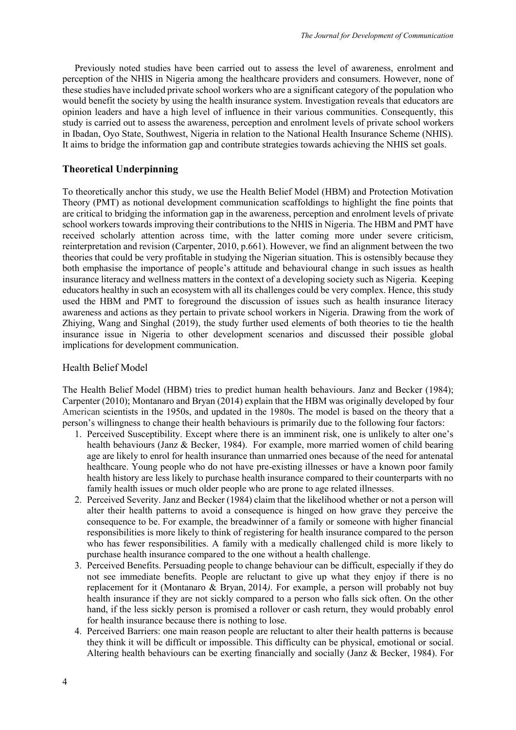Previously noted studies have been carried out to assess the level of awareness, enrolment and perception of the NHIS in Nigeria among the healthcare providers and consumers. However, none of these studies have included private school workers who are a significant category of the population who would benefit the society by using the health insurance system. Investigation reveals that educators are opinion leaders and have a high level of influence in their various communities. Consequently, this study is carried out to assess the awareness, perception and enrolment levels of private school workers in Ibadan, Oyo State, Southwest, Nigeria in relation to the National Health Insurance Scheme (NHIS). It aims to bridge the information gap and contribute strategies towards achieving the NHIS set goals.

## Theoretical Underpinning

To theoretically anchor this study, we use the Health Belief Model (HBM) and Protection Motivation Theory (PMT) as notional development communication scaffoldings to highlight the fine points that are critical to bridging the information gap in the awareness, perception and enrolment levels of private school workers towards improving their contributions to the NHIS in Nigeria. The HBM and PMT have received scholarly attention across time, with the latter coming more under severe criticism, reinterpretation and revision (Carpenter, 2010, p.661). However, we find an alignment between the two theories that could be very profitable in studying the Nigerian situation. This is ostensibly because they both emphasise the importance of people's attitude and behavioural change in such issues as health insurance literacy and wellness matters in the context of a developing society such as Nigeria. Keeping educators healthy in such an ecosystem with all its challenges could be very complex. Hence, this study used the HBM and PMT to foreground the discussion of issues such as health insurance literacy awareness and actions as they pertain to private school workers in Nigeria. Drawing from the work of Zhiying, Wang and Singhal (2019), the study further used elements of both theories to tie the health insurance issue in Nigeria to other development scenarios and discussed their possible global implications for development communication.

### Health Belief Model

The Health Belief Model (HBM) tries to predict human health behaviours. Janz and Becker (1984); Carpenter (2010); Montanaro and Bryan (2014) explain that the HBM was originally developed by four American scientists in the 1950s, and updated in the 1980s. The model is based on the theory that a person's willingness to change their health behaviours is primarily due to the following four factors:

1. Perceived Susceptibility. Except where there is an imminent risk, one is unlikely to alter one's health behaviours (Janz & Becker, 1984). For example, more married women of child bearing age are likely to enrol for health insurance than unmarried ones because of the need for antenatal healthcare. Young people who do not have pre-existing illnesses or have a known poor family health history are less likely to purchase health insurance compared to their counterparts with no family health issues or much older people who are prone to age related illnesses.
2. Perceived Severity. Janz and Becker (1984) claim that the likelihood whether or not a person will alter their health patterns to avoid a consequence is hinged on how grave they perceive the consequence to be. For example, the breadwinner of a family or someone with higher financial responsibilities is more likely to think of registering for health insurance compared to the person who has fewer responsibilities. A family with a medically challenged child is more likely to purchase health insurance compared to the one without a health challenge.
3. Perceived Benefits. Persuading people to change behaviour can be difficult, especially if they do not see immediate benefits. People are reluctant to give up what they enjoy if there is no replacement for it (Montanaro & Bryan, 2014*)*. For example, a person will probably not buy health insurance if they are not sickly compared to a person who falls sick often. On the other hand, if the less sickly person is promised a rollover or cash return, they would probably enrol for health insurance because there is nothing to lose.
4. Perceived Barriers: one main reason people are reluctant to alter their health patterns is because they think it will be difficult or impossible. This difficulty can be physical, emotional or social. Altering health behaviours can be exerting financially and socially (Janz & Becker, 1984). For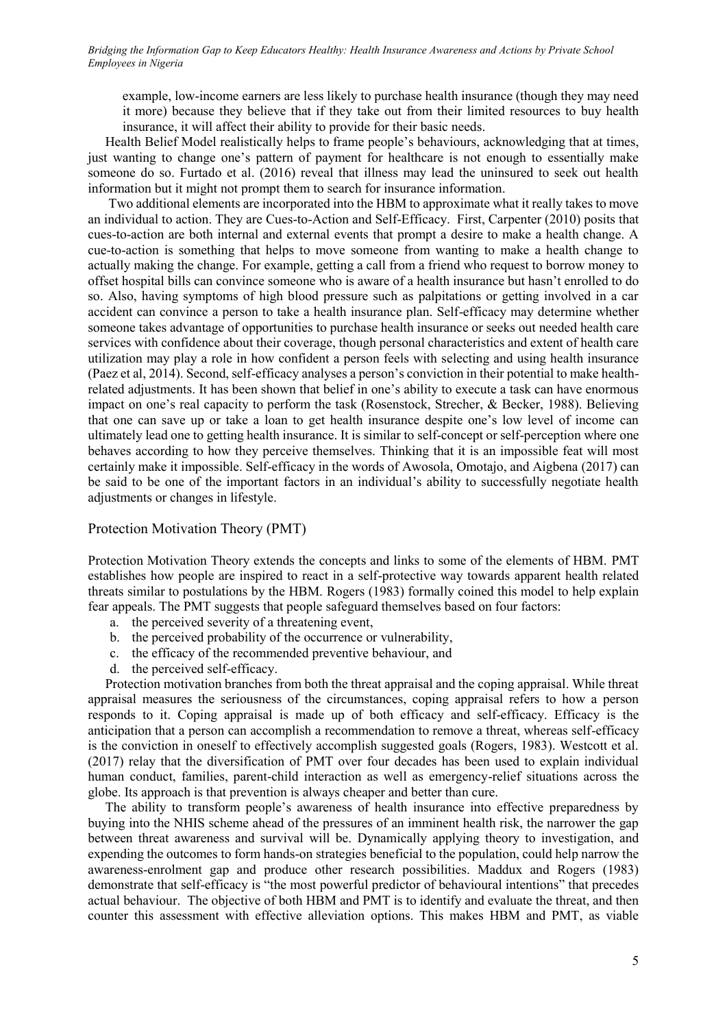example, low-income earners are less likely to purchase health insurance (though they may need it more) because they believe that if they take out from their limited resources to buy health insurance, it will affect their ability to provide for their basic needs.

Health Belief Model realistically helps to frame people's behaviours, acknowledging that at times, just wanting to change one's pattern of payment for healthcare is not enough to essentially make someone do so. Furtado et al. (2016) reveal that illness may lead the uninsured to seek out health information but it might not prompt them to search for insurance information.

Two additional elements are incorporated into the HBM to approximate what it really takes to move an individual to action. They are Cues-to-Action and Self-Efficacy. First, Carpenter (2010) posits that cues-to-action are both internal and external events that prompt a desire to make a health change. A cue-to-action is something that helps to move someone from wanting to make a health change to actually making the change. For example, getting a call from a friend who request to borrow money to offset hospital bills can convince someone who is aware of a health insurance but hasn't enrolled to do so. Also, having symptoms of high blood pressure such as palpitations or getting involved in a car accident can convince a person to take a health insurance plan. Self-efficacy may determine whether someone takes advantage of opportunities to purchase health insurance or seeks out needed health care services with confidence about their coverage, though personal characteristics and extent of health care utilization may play a role in how confident a person feels with selecting and using health insurance (Paez et al, 2014). Second, self-efficacy analyses a person's conviction in their potential to make health-related adjustments. It has been shown that belief in one's ability to execute a task can have enormous impact on one's real capacity to perform the task (Rosenstock, Strecher, & Becker, 1988). Believing that one can save up or take a loan to get health insurance despite one's low level of income can ultimately lead one to getting health insurance. It is similar to self-concept or self-perception where one behaves according to how they perceive themselves. Thinking that it is an impossible feat will most certainly make it impossible. Self-efficacy in the words of Awosola, Omotajo, and Aigbena (2017) can be said to be one of the important factors in an individual's ability to successfully negotiate health adjustments or changes in lifestyle.

## Protection Motivation Theory (PMT)

Protection Motivation Theory extends the concepts and links to some of the elements of HBM. PMT establishes how people are inspired to react in a self-protective way towards apparent health related threats similar to postulations by the HBM. Rogers (1983) formally coined this model to help explain fear appeals. The PMT suggests that people safeguard themselves based on four factors:

a. the perceived severity of a threatening event,
b. the perceived probability of the occurrence or vulnerability,
c. the efficacy of the recommended preventive behaviour, and
d. the perceived self-efficacy.

Protection motivation branches from both the threat appraisal and the coping appraisal. While threat appraisal measures the seriousness of the circumstances, coping appraisal refers to how a person responds to it. Coping appraisal is made up of both efficacy and self-efficacy. Efficacy is the anticipation that a person can accomplish a recommendation to remove a threat, whereas self-efficacy is the conviction in oneself to effectively accomplish suggested goals (Rogers, 1983). Westcott et al. (2017) relay that the diversification of PMT over four decades has been used to explain individual human conduct, families, parent-child interaction as well as emergency-relief situations across the globe. Its approach is that prevention is always cheaper and better than cure.

The ability to transform people's awareness of health insurance into effective preparedness by buying into the NHIS scheme ahead of the pressures of an imminent health risk, the narrower the gap between threat awareness and survival will be. Dynamically applying theory to investigation, and expending the outcomes to form hands-on strategies beneficial to the population, could help narrow the awareness-enrolment gap and produce other research possibilities. Maddux and Rogers (1983) demonstrate that self-efficacy is "the most powerful predictor of behavioural intentions" that precedes actual behaviour. The objective of both HBM and PMT is to identify and evaluate the threat, and then counter this assessment with effective alleviation options. This makes HBM and PMT, as viable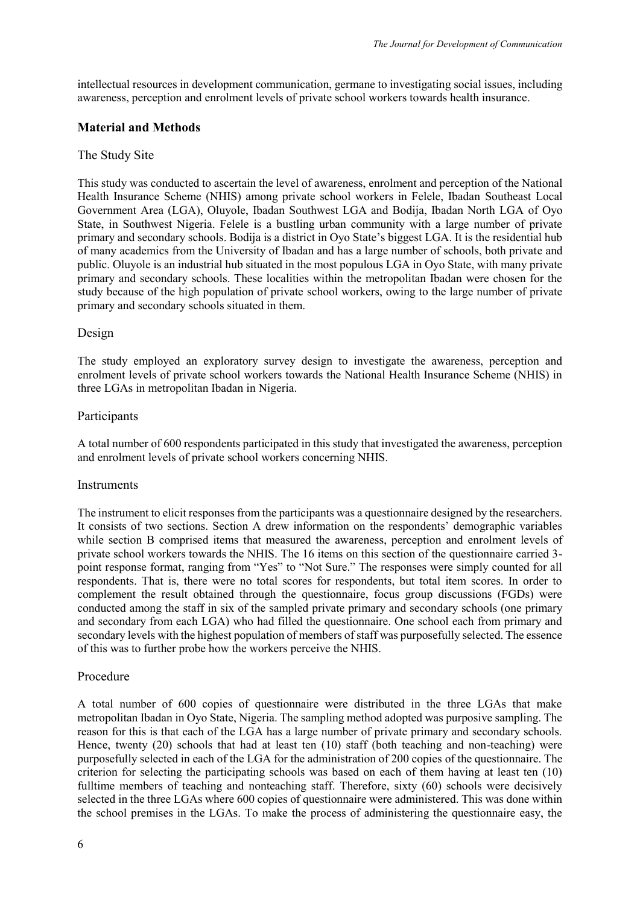intellectual resources in development communication, germane to investigating social issues, including awareness, perception and enrolment levels of private school workers towards health insurance.

## Material and Methods

### The Study Site

This study was conducted to ascertain the level of awareness, enrolment and perception of the National Health Insurance Scheme (NHIS) among private school workers in Felele, Ibadan Southeast Local Government Area (LGA), Oluyole, Ibadan Southwest LGA and Bodija, Ibadan North LGA of Oyo State, in Southwest Nigeria. Felele is a bustling urban community with a large number of private primary and secondary schools. Bodija is a district in Oyo State's biggest LGA. It is the residential hub of many academics from the University of Ibadan and has a large number of schools, both private and public. Oluyole is an industrial hub situated in the most populous LGA in Oyo State, with many private primary and secondary schools. These localities within the metropolitan Ibadan were chosen for the study because of the high population of private school workers, owing to the large number of private primary and secondary schools situated in them.

### Design

The study employed an exploratory survey design to investigate the awareness, perception and enrolment levels of private school workers towards the National Health Insurance Scheme (NHIS) in three LGAs in metropolitan Ibadan in Nigeria.

### Participants

A total number of 600 respondents participated in this study that investigated the awareness, perception and enrolment levels of private school workers concerning NHIS.

### Instruments

The instrument to elicit responses from the participants was a questionnaire designed by the researchers. It consists of two sections. Section A drew information on the respondents' demographic variables while section B comprised items that measured the awareness, perception and enrolment levels of private school workers towards the NHIS. The 16 items on this section of the questionnaire carried 3-point response format, ranging from "Yes" to "Not Sure." The responses were simply counted for all respondents. That is, there were no total scores for respondents, but total item scores. In order to complement the result obtained through the questionnaire, focus group discussions (FGDs) were conducted among the staff in six of the sampled private primary and secondary schools (one primary and secondary from each LGA) who had filled the questionnaire. One school each from primary and secondary levels with the highest population of members of staff was purposefully selected. The essence of this was to further probe how the workers perceive the NHIS.

### Procedure

A total number of 600 copies of questionnaire were distributed in the three LGAs that make metropolitan Ibadan in Oyo State, Nigeria. The sampling method adopted was purposive sampling. The reason for this is that each of the LGA has a large number of private primary and secondary schools. Hence, twenty (20) schools that had at least ten (10) staff (both teaching and non-teaching) were purposefully selected in each of the LGA for the administration of 200 copies of the questionnaire. The criterion for selecting the participating schools was based on each of them having at least ten (10) fulltime members of teaching and nonteaching staff. Therefore, sixty (60) schools were decisively selected in the three LGAs where 600 copies of questionnaire were administered. This was done within the school premises in the LGAs. To make the process of administering the questionnaire easy, the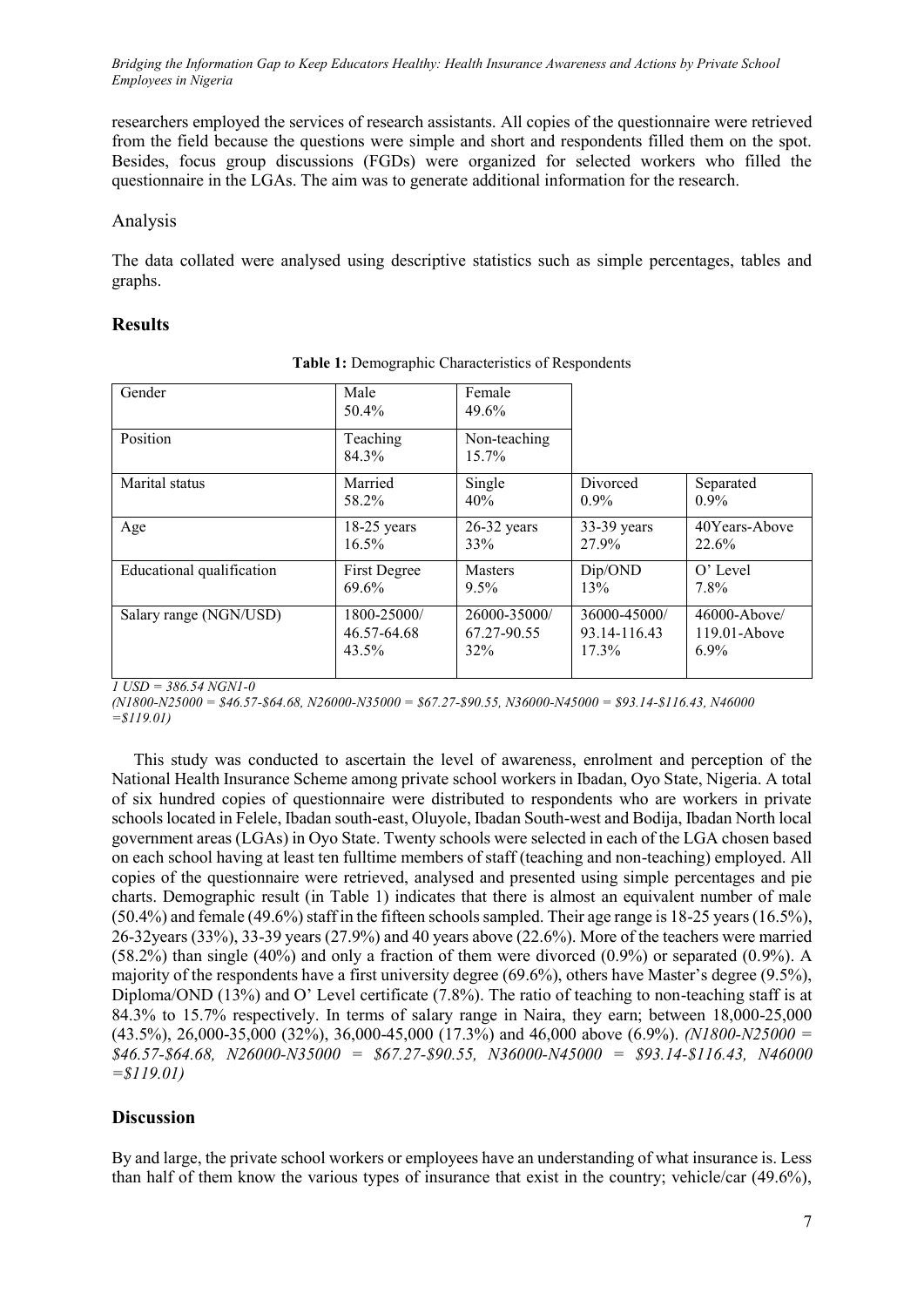researchers employed the services of research assistants. All copies of the questionnaire were retrieved from the field because the questions were simple and short and respondents filled them on the spot. Besides, focus group discussions (FGDs) were organized for selected workers who filled the questionnaire in the LGAs. The aim was to generate additional information for the research.

### Analysis

The data collated were analysed using descriptive statistics such as simple percentages, tables and graphs.

## Results

**Table 1:** Demographic Characteristics of Respondents

| | | | | |
|---|---|---|---|---|
| Gender | Male<br>50.4% | Female<br>49.6% | | |
| Position | Teaching<br>84.3% | Non-teaching<br>15.7% | | |
| Marital status | Married<br>58.2% | Single<br>40% | Divorced<br>0.9% | Separated<br>0.9% |
| Age | 18-25 years<br>16.5% | 26-32 years<br>33% | 33-39 years<br>27.9% | 40Years-Above<br>22.6% |
| Educational qualification | First Degree<br>69.6% | Masters<br>9.5% | Dip/OND<br>13% | O' Level<br>7.8% |
| Salary range (NGN/USD) | 1800-25000/<br>46.57-64.68<br>43.5% | 26000-35000/<br>67.27-90.55<br>32% | 36000-45000/<br>93.14-116.43<br>17.3% | 46000-Above/<br>119.01-Above<br>6.9% |

*1 USD = 386.54 NGN1-0*

*(N1800-N25000 = $46.57-$64.68, N26000-N35000 = $67.27-$90.55, N36000-N45000 = $93.14-$116.43, N46000 =$119.01)*

This study was conducted to ascertain the level of awareness, enrolment and perception of the National Health Insurance Scheme among private school workers in Ibadan, Oyo State, Nigeria. A total of six hundred copies of questionnaire were distributed to respondents who are workers in private schools located in Felele, Ibadan south-east, Oluyole, Ibadan South-west and Bodija, Ibadan North local government areas (LGAs) in Oyo State. Twenty schools were selected in each of the LGA chosen based on each school having at least ten fulltime members of staff (teaching and non-teaching) employed. All copies of the questionnaire were retrieved, analysed and presented using simple percentages and pie charts. Demographic result (in Table 1) indicates that there is almost an equivalent number of male (50.4%) and female (49.6%) staff in the fifteen schools sampled. Their age range is 18-25 years (16.5%), 26-32years (33%), 33-39 years (27.9%) and 40 years above (22.6%). More of the teachers were married (58.2%) than single (40%) and only a fraction of them were divorced (0.9%) or separated (0.9%). A majority of the respondents have a first university degree (69.6%), others have Master's degree (9.5%), Diploma/OND (13%) and O' Level certificate (7.8%). The ratio of teaching to non-teaching staff is at 84.3% to 15.7% respectively. In terms of salary range in Naira, they earn; between 18,000-25,000 (43.5%), 26,000-35,000 (32%), 36,000-45,000 (17.3%) and 46,000 above (6.9%). *(N1800-N25000 = $46.57-$64.68, N26000-N35000 = $67.27-$90.55, N36000-N45000 = $93.14-$116.43, N46000 =$119.01)*

## Discussion

By and large, the private school workers or employees have an understanding of what insurance is. Less than half of them know the various types of insurance that exist in the country; vehicle/car (49.6%),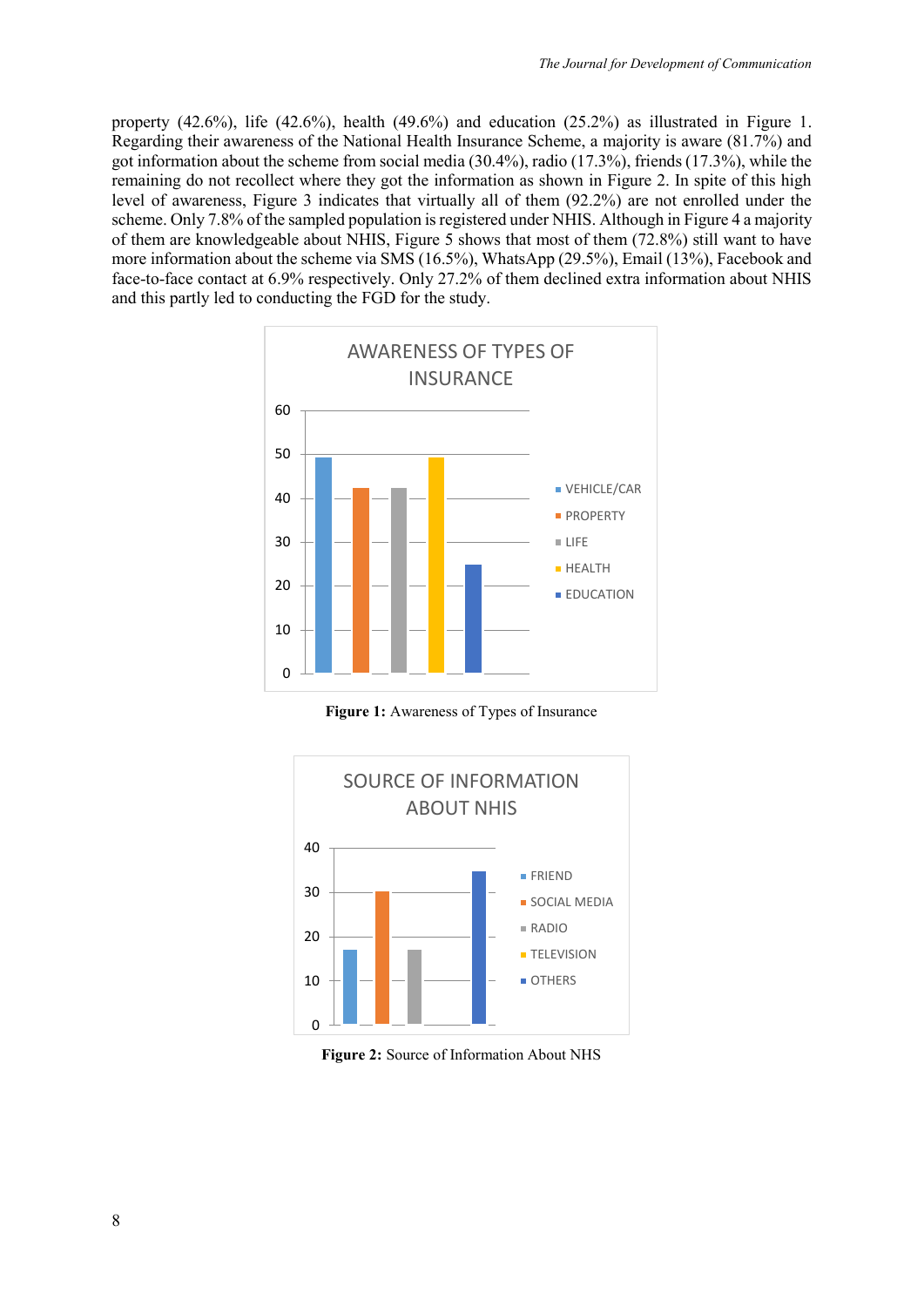property (42.6%), life (42.6%), health (49.6%) and education (25.2%) as illustrated in Figure 1. Regarding their awareness of the National Health Insurance Scheme, a majority is aware (81.7%) and got information about the scheme from social media (30.4%), radio (17.3%), friends (17.3%), while the remaining do not recollect where they got the information as shown in Figure 2. In spite of this high level of awareness, Figure 3 indicates that virtually all of them (92.2%) are not enrolled under the scheme. Only 7.8% of the sampled population is registered under NHIS. Although in Figure 4 a majority of them are knowledgeable about NHIS, Figure 5 shows that most of them (72.8%) still want to have more information about the scheme via SMS (16.5%), WhatsApp (29.5%), Email (13%), Facebook and face-to-face contact at 6.9% respectively. Only 27.2% of them declined extra information about NHIS and this partly led to conducting the FGD for the study.

AWARENESS OF TYPES OF INSURANCE

60
50
40
30
20
10
0

VEHICLE/CAR
PROPERTY
LIFE
HEALTH
EDUCATION

**Figure 1:** Awareness of Types of Insurance

SOURCE OF INFORMATION ABOUT NHIS

40
30
20
10
0

FRIEND
SOCIAL MEDIA
RADIO
TELEVISION
OTHERS

**Figure 2:** Source of Information About NHS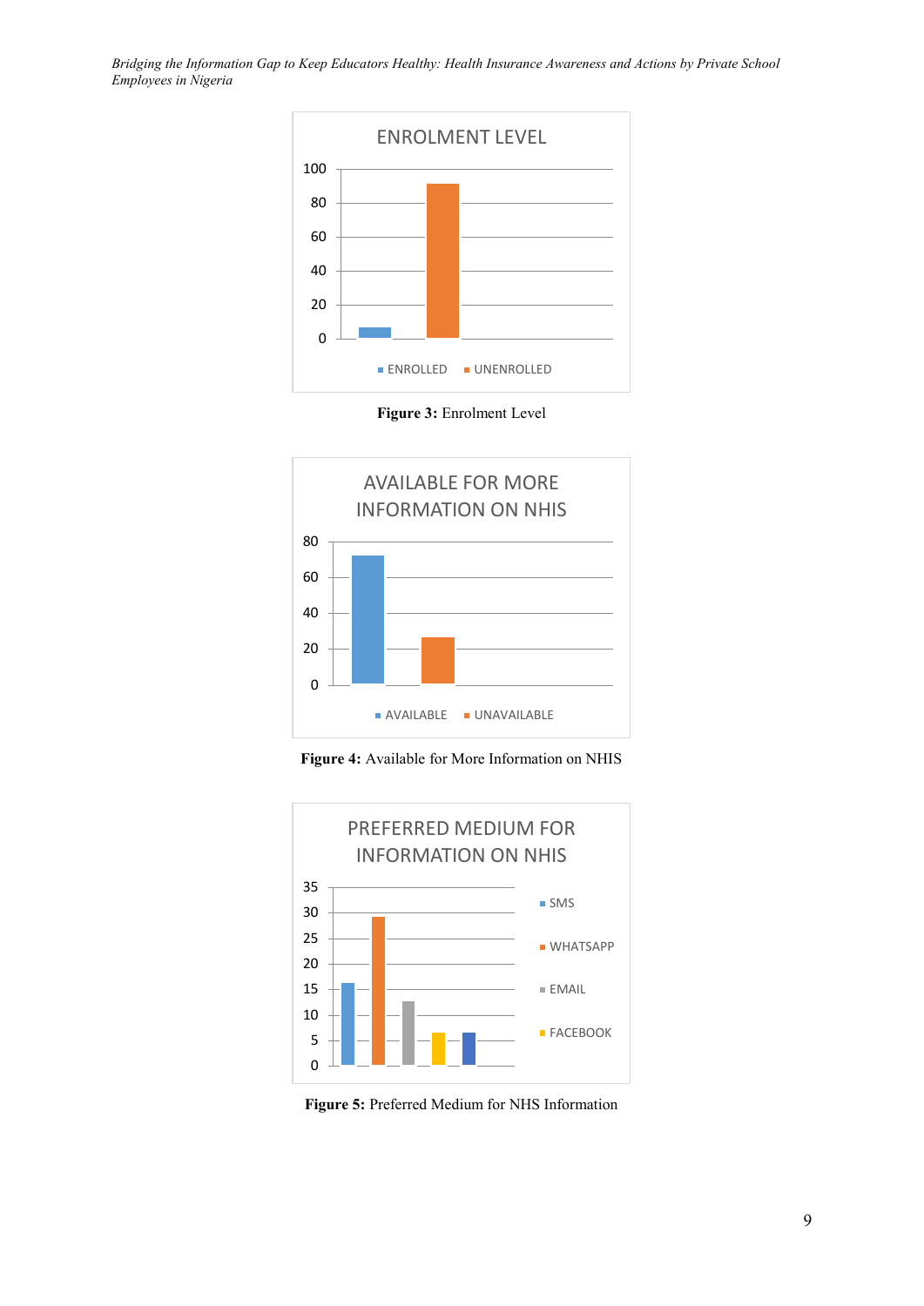ENROLMENT LEVEL

100
80
60
40
20
0

ENROLLED UNENROLLED

**Figure 3:** Enrolment Level

AVAILABLE FOR MORE INFORMATION ON NHIS

80
60
40
20
0

AVAILABLE UNAVAILABLE

**Figure 4:** Available for More Information on NHIS

PREFERRED MEDIUM FOR INFORMATION ON NHIS

35
30
25
20
15
10
5
0

SMS
WHATSAPP
EMAIL
FACEBOOK

**Figure 5:** Preferred Medium for NHS Information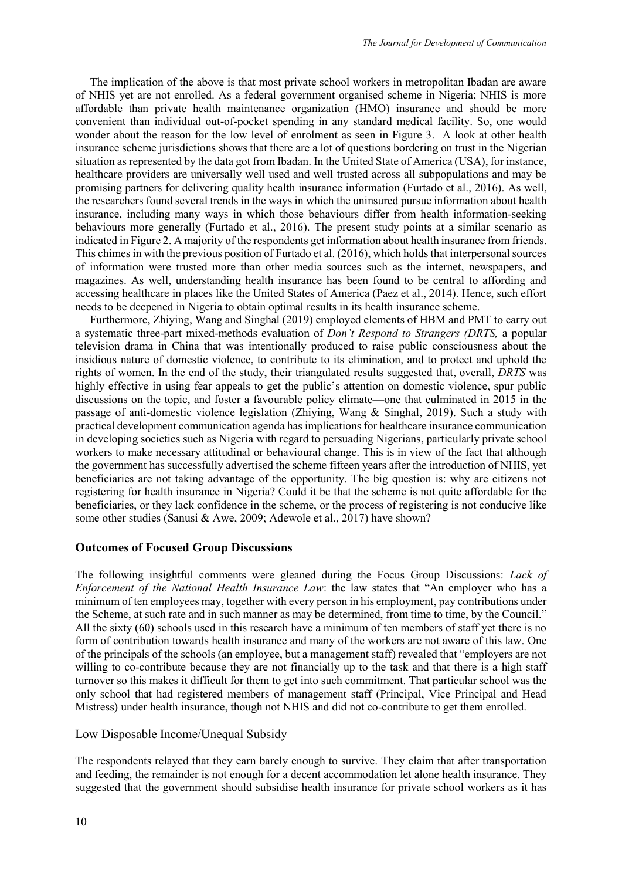The implication of the above is that most private school workers in metropolitan Ibadan are aware of NHIS yet are not enrolled. As a federal government organised scheme in Nigeria; NHIS is more affordable than private health maintenance organization (HMO) insurance and should be more convenient than individual out-of-pocket spending in any standard medical facility. So, one would wonder about the reason for the low level of enrolment as seen in Figure 3. A look at other health insurance scheme jurisdictions shows that there are a lot of questions bordering on trust in the Nigerian situation as represented by the data got from Ibadan. In the United State of America (USA), for instance, healthcare providers are universally well used and well trusted across all subpopulations and may be promising partners for delivering quality health insurance information (Furtado et al., 2016). As well, the researchers found several trends in the ways in which the uninsured pursue information about health insurance, including many ways in which those behaviours differ from health information-seeking behaviours more generally (Furtado et al., 2016). The present study points at a similar scenario as indicated in Figure 2. A majority of the respondents get information about health insurance from friends. This chimes in with the previous position of Furtado et al. (2016), which holds that interpersonal sources of information were trusted more than other media sources such as the internet, newspapers, and magazines. As well, understanding health insurance has been found to be central to affording and accessing healthcare in places like the United States of America (Paez et al., 2014). Hence, such effort needs to be deepened in Nigeria to obtain optimal results in its health insurance scheme.

Furthermore, Zhiying, Wang and Singhal (2019) employed elements of HBM and PMT to carry out a systematic three-part mixed-methods evaluation of *Don't Respond to Strangers (DRTS,* a popular television drama in China that was intentionally produced to raise public consciousness about the insidious nature of domestic violence, to contribute to its elimination, and to protect and uphold the rights of women. In the end of the study, their triangulated results suggested that, overall, *DRTS* was highly effective in using fear appeals to get the public's attention on domestic violence, spur public discussions on the topic, and foster a favourable policy climate—one that culminated in 2015 in the passage of anti-domestic violence legislation (Zhiying, Wang & Singhal, 2019). Such a study with practical development communication agenda has implications for healthcare insurance communication in developing societies such as Nigeria with regard to persuading Nigerians, particularly private school workers to make necessary attitudinal or behavioural change. This is in view of the fact that although the government has successfully advertised the scheme fifteen years after the introduction of NHIS, yet beneficiaries are not taking advantage of the opportunity. The big question is: why are citizens not registering for health insurance in Nigeria? Could it be that the scheme is not quite affordable for the beneficiaries, or they lack confidence in the scheme, or the process of registering is not conducive like some other studies (Sanusi & Awe, 2009; Adewole et al., 2017) have shown?

## Outcomes of Focused Group Discussions

The following insightful comments were gleaned during the Focus Group Discussions: *Lack of Enforcement of the National Health Insurance Law*: the law states that "An employer who has a minimum of ten employees may, together with every person in his employment, pay contributions under the Scheme, at such rate and in such manner as may be determined, from time to time, by the Council." All the sixty (60) schools used in this research have a minimum of ten members of staff yet there is no form of contribution towards health insurance and many of the workers are not aware of this law. One of the principals of the schools (an employee, but a management staff) revealed that "employers are not willing to co-contribute because they are not financially up to the task and that there is a high staff turnover so this makes it difficult for them to get into such commitment. That particular school was the only school that had registered members of management staff (Principal, Vice Principal and Head Mistress) under health insurance, though not NHIS and did not co-contribute to get them enrolled.

### Low Disposable Income/Unequal Subsidy

The respondents relayed that they earn barely enough to survive. They claim that after transportation and feeding, the remainder is not enough for a decent accommodation let alone health insurance. They suggested that the government should subsidise health insurance for private school workers as it has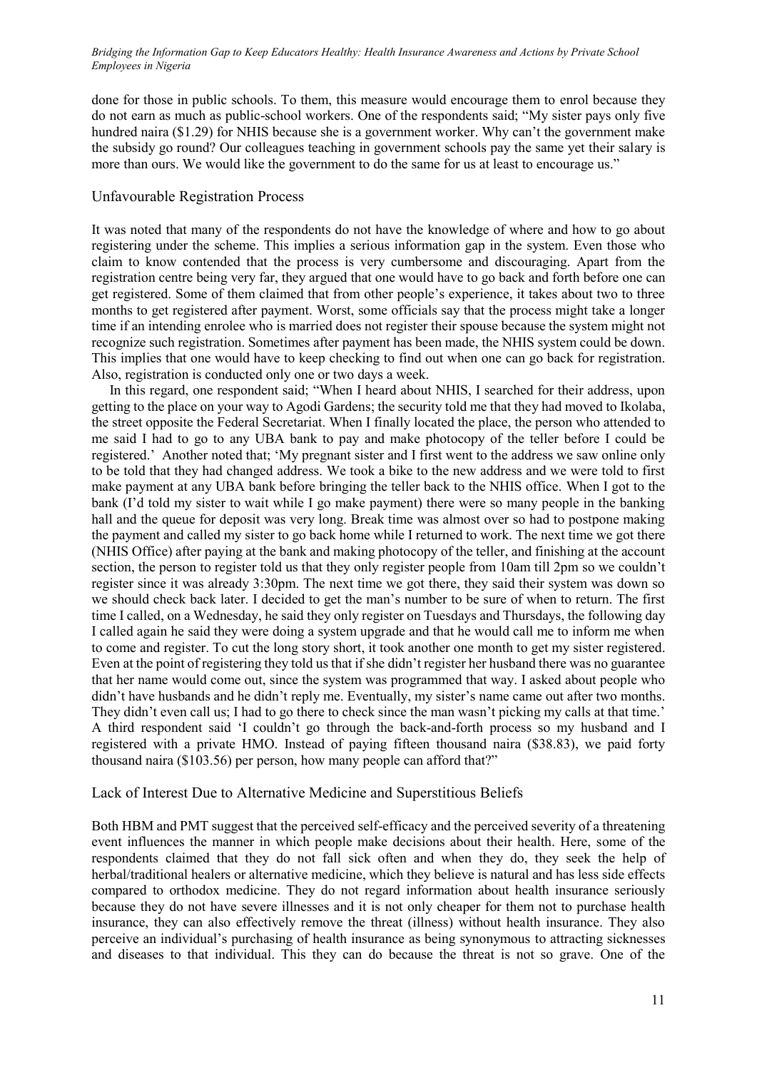done for those in public schools. To them, this measure would encourage them to enrol because they do not earn as much as public-school workers. One of the respondents said; "My sister pays only five hundred naira ($1.29) for NHIS because she is a government worker. Why can't the government make the subsidy go round? Our colleagues teaching in government schools pay the same yet their salary is more than ours. We would like the government to do the same for us at least to encourage us."

## Unfavourable Registration Process

It was noted that many of the respondents do not have the knowledge of where and how to go about registering under the scheme. This implies a serious information gap in the system. Even those who claim to know contended that the process is very cumbersome and discouraging. Apart from the registration centre being very far, they argued that one would have to go back and forth before one can get registered. Some of them claimed that from other people's experience, it takes about two to three months to get registered after payment. Worst, some officials say that the process might take a longer time if an intending enrolee who is married does not register their spouse because the system might not recognize such registration. Sometimes after payment has been made, the NHIS system could be down. This implies that one would have to keep checking to find out when one can go back for registration. Also, registration is conducted only one or two days a week.

In this regard, one respondent said; "When I heard about NHIS, I searched for their address, upon getting to the place on your way to Agodi Gardens; the security told me that they had moved to Ikolaba, the street opposite the Federal Secretariat. When I finally located the place, the person who attended to me said I had to go to any UBA bank to pay and make photocopy of the teller before I could be registered.' Another noted that; 'My pregnant sister and I first went to the address we saw online only to be told that they had changed address. We took a bike to the new address and we were told to first make payment at any UBA bank before bringing the teller back to the NHIS office. When I got to the bank (I'd told my sister to wait while I go make payment) there were so many people in the banking hall and the queue for deposit was very long. Break time was almost over so had to postpone making the payment and called my sister to go back home while I returned to work. The next time we got there (NHIS Office) after paying at the bank and making photocopy of the teller, and finishing at the account section, the person to register told us that they only register people from 10am till 2pm so we couldn't register since it was already 3:30pm. The next time we got there, they said their system was down so we should check back later. I decided to get the man's number to be sure of when to return. The first time I called, on a Wednesday, he said they only register on Tuesdays and Thursdays, the following day I called again he said they were doing a system upgrade and that he would call me to inform me when to come and register. To cut the long story short, it took another one month to get my sister registered. Even at the point of registering they told us that if she didn't register her husband there was no guarantee that her name would come out, since the system was programmed that way. I asked about people who didn't have husbands and he didn't reply me. Eventually, my sister's name came out after two months. They didn't even call us; I had to go there to check since the man wasn't picking my calls at that time.' A third respondent said 'I couldn't go through the back-and-forth process so my husband and I registered with a private HMO. Instead of paying fifteen thousand naira ($38.83), we paid forty thousand naira ($103.56) per person, how many people can afford that?"

## Lack of Interest Due to Alternative Medicine and Superstitious Beliefs

Both HBM and PMT suggest that the perceived self-efficacy and the perceived severity of a threatening event influences the manner in which people make decisions about their health. Here, some of the respondents claimed that they do not fall sick often and when they do, they seek the help of herbal/traditional healers or alternative medicine, which they believe is natural and has less side effects compared to orthodox medicine. They do not regard information about health insurance seriously because they do not have severe illnesses and it is not only cheaper for them not to purchase health insurance, they can also effectively remove the threat (illness) without health insurance. They also perceive an individual's purchasing of health insurance as being synonymous to attracting sicknesses and diseases to that individual. This they can do because the threat is not so grave. One of the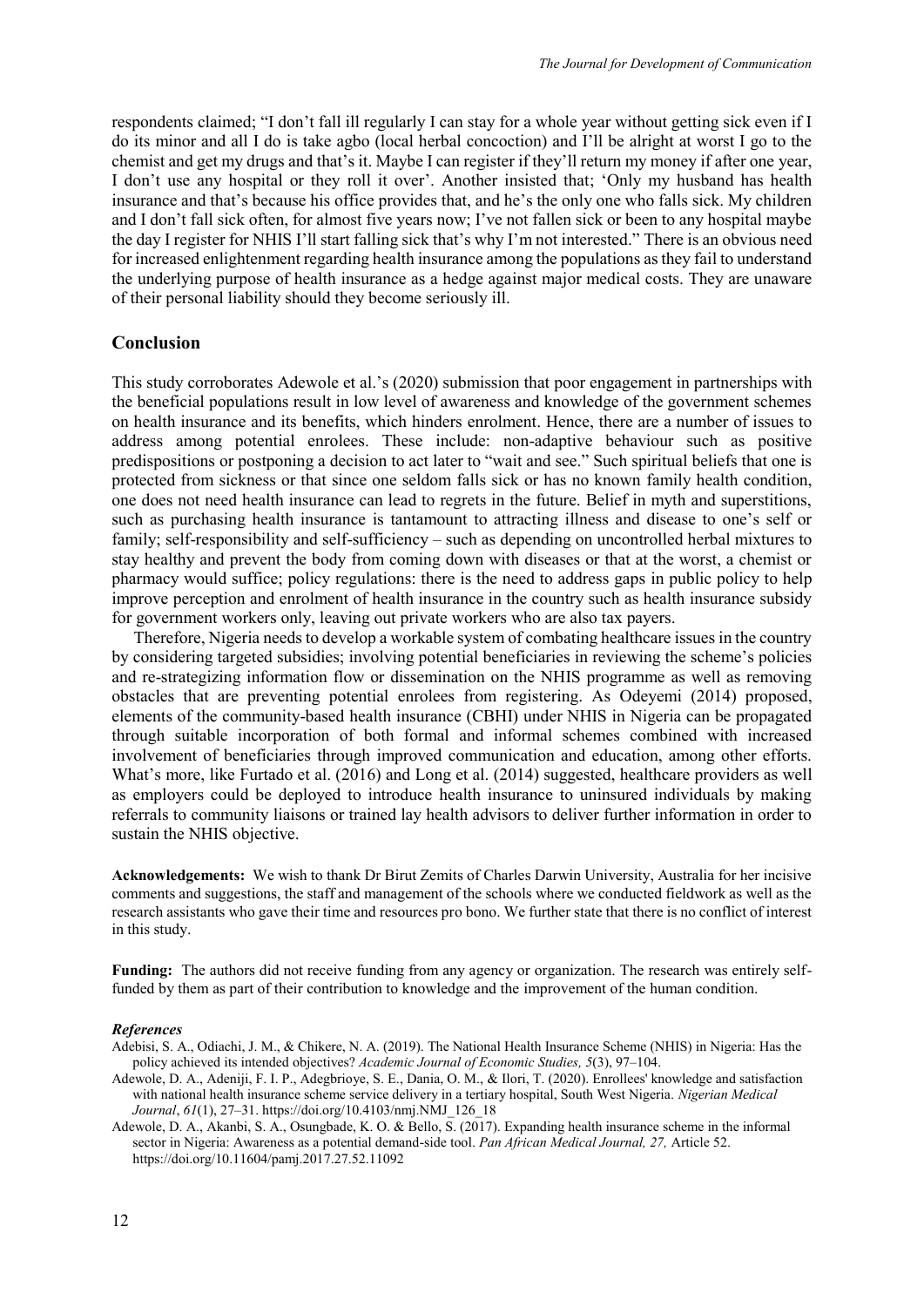respondents claimed; "I don't fall ill regularly I can stay for a whole year without getting sick even if I do its minor and all I do is take agbo (local herbal concoction) and I'll be alright at worst I go to the chemist and get my drugs and that's it. Maybe I can register if they'll return my money if after one year, I don't use any hospital or they roll it over'. Another insisted that; 'Only my husband has health insurance and that's because his office provides that, and he's the only one who falls sick. My children and I don't fall sick often, for almost five years now; I've not fallen sick or been to any hospital maybe the day I register for NHIS I'll start falling sick that's why I'm not interested." There is an obvious need for increased enlightenment regarding health insurance among the populations as they fail to understand the underlying purpose of health insurance as a hedge against major medical costs. They are unaware of their personal liability should they become seriously ill.

## Conclusion

This study corroborates Adewole et al.'s (2020) submission that poor engagement in partnerships with the beneficial populations result in low level of awareness and knowledge of the government schemes on health insurance and its benefits, which hinders enrolment. Hence, there are a number of issues to address among potential enrolees. These include: non-adaptive behaviour such as positive predispositions or postponing a decision to act later to "wait and see." Such spiritual beliefs that one is protected from sickness or that since one seldom falls sick or has no known family health condition, one does not need health insurance can lead to regrets in the future. Belief in myth and superstitions, such as purchasing health insurance is tantamount to attracting illness and disease to one's self or family; self-responsibility and self-sufficiency – such as depending on uncontrolled herbal mixtures to stay healthy and prevent the body from coming down with diseases or that at the worst, a chemist or pharmacy would suffice; policy regulations: there is the need to address gaps in public policy to help improve perception and enrolment of health insurance in the country such as health insurance subsidy for government workers only, leaving out private workers who are also tax payers.

Therefore, Nigeria needs to develop a workable system of combating healthcare issues in the country by considering targeted subsidies; involving potential beneficiaries in reviewing the scheme's policies and re-strategizing information flow or dissemination on the NHIS programme as well as removing obstacles that are preventing potential enrolees from registering. As Odeyemi (2014) proposed, elements of the community-based health insurance (CBHI) under NHIS in Nigeria can be propagated through suitable incorporation of both formal and informal schemes combined with increased involvement of beneficiaries through improved communication and education, among other efforts. What's more, like Furtado et al. (2016) and Long et al. (2014) suggested, healthcare providers as well as employers could be deployed to introduce health insurance to uninsured individuals by making referrals to community liaisons or trained lay health advisors to deliver further information in order to sustain the NHIS objective.

**Acknowledgements:** We wish to thank Dr Birut Zemits of Charles Darwin University, Australia for her incisive comments and suggestions, the staff and management of the schools where we conducted fieldwork as well as the research assistants who gave their time and resources pro bono. We further state that there is no conflict of interest in this study.

**Funding:** The authors did not receive funding from any agency or organization. The research was entirely self-funded by them as part of their contribution to knowledge and the improvement of the human condition.

### *References*

Adebisi, S. A., Odiachi, J. M., & Chikere, N. A. (2019). The National Health Insurance Scheme (NHIS) in Nigeria: Has the policy achieved its intended objectives? *Academic Journal of Economic Studies, 5*(3), 97–104.

Adewole, D. A., Adeniji, F. I. P., Adegbrioye, S. E., Dania, O. M., & Ilori, T. (2020). Enrollees' knowledge and satisfaction with national health insurance scheme service delivery in a tertiary hospital, South West Nigeria. *Nigerian Medical Journal*, *61*(1), 27–31. https://doi.org/10.4103/nmj.NMJ_126_18

Adewole, D. A., Akanbi, S. A., Osungbade, K. O. & Bello, S. (2017). Expanding health insurance scheme in the informal sector in Nigeria: Awareness as a potential demand-side tool. *Pan African Medical Journal, 27,* Article 52. https://doi.org/10.11604/pamj.2017.27.52.11092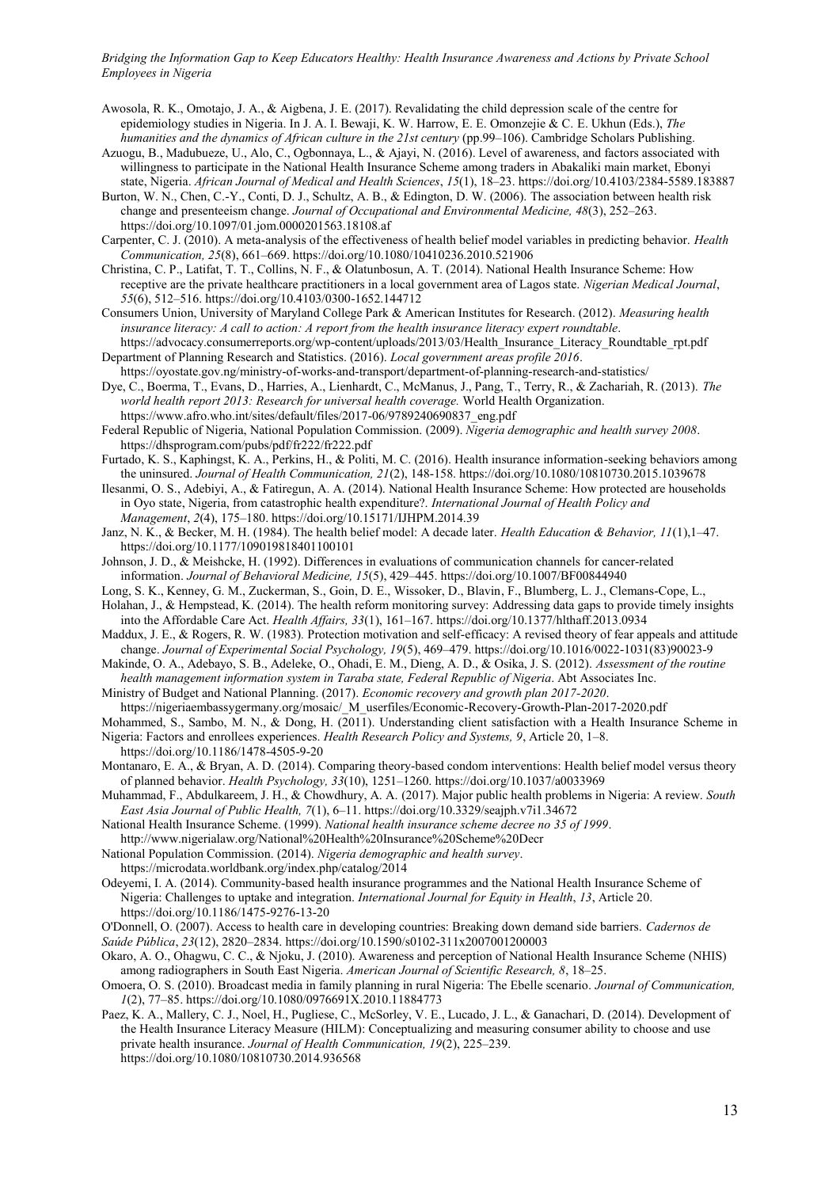Awosola, R. K., Omotajo, J. A., & Aigbena, J. E. (2017). Revalidating the child depression scale of the centre for epidemiology studies in Nigeria. In J. A. I. Bewaji, K. W. Harrow, E. E. Omonzejie & C. E. Ukhun (Eds.), *The humanities and the dynamics of African culture in the 21st century* (pp.99–106). Cambridge Scholars Publishing.

Azuogu, B., Madubueze, U., Alo, C., Ogbonnaya, L., & Ajayi, N. (2016). Level of awareness, and factors associated with willingness to participate in the National Health Insurance Scheme among traders in Abakaliki main market, Ebonyi state, Nigeria. *African Journal of Medical and Health Sciences*, *15*(1), 18–23. https://doi.org/10.4103/2384-5589.183887

Burton, W. N., Chen, C.-Y., Conti, D. J., Schultz, A. B., & Edington, D. W. (2006). The association between health risk change and presenteeism change. *Journal of Occupational and Environmental Medicine, 48*(3), 252–263. https://doi.org/10.1097/01.jom.0000201563.18108.af

Carpenter, C. J. (2010). A meta-analysis of the effectiveness of health belief model variables in predicting behavior. *Health Communication, 25*(8), 661–669. https://doi.org/10.1080/10410236.2010.521906

Christina, C. P., Latifat, T. T., Collins, N. F., & Olatunbosun, A. T. (2014). National Health Insurance Scheme: How receptive are the private healthcare practitioners in a local government area of Lagos state. *Nigerian Medical Journal*, *55*(6), 512–516. https://doi.org/10.4103/0300-1652.144712

Consumers Union, University of Maryland College Park & American Institutes for Research. (2012). *Measuring health insurance literacy: A call to action: A report from the health insurance literacy expert roundtable*. https://advocacy.consumerreports.org/wp-content/uploads/2013/03/Health_Insurance_Literacy_Roundtable_rpt.pdf

Department of Planning Research and Statistics. (2016). *Local government areas profile 2016*. https://oyostate.gov.ng/ministry-of-works-and-transport/department-of-planning-research-and-statistics/

Dye, C., Boerma, T., Evans, D., Harries, A., Lienhardt, C., McManus, J., Pang, T., Terry, R., & Zachariah, R. (2013). *The world health report 2013: Research for universal health coverage.* World Health Organization. https://www.afro.who.int/sites/default/files/2017-06/9789240690837_eng.pdf

Federal Republic of Nigeria, National Population Commission. (2009). *Nigeria demographic and health survey 2008*. https://dhsprogram.com/pubs/pdf/fr222/fr222.pdf

Furtado, K. S., Kaphingst, K. A., Perkins, H., & Politi, M. C. (2016). Health insurance information-seeking behaviors among the uninsured. *Journal of Health Communication, 21*(2), 148-158. https://doi.org/10.1080/10810730.2015.1039678

Ilesanmi, O. S., Adebiyi, A., & Fatiregun, A. A. (2014). National Health Insurance Scheme: How protected are households in Oyo state, Nigeria, from catastrophic health expenditure?. *International Journal of Health Policy and Management*, *2*(4), 175–180. https://doi.org/10.15171/IJHPM.2014.39

Janz, N. K., & Becker, M. H. (1984). The health belief model: A decade later. *Health Education & Behavior, 11*(1),1–47. https://doi.org/10.1177/109019818401100101

Johnson, J. D., & Meishcke, H. (1992). Differences in evaluations of communication channels for cancer-related information. *Journal of Behavioral Medicine, 15*(5), 429–445. https://doi.org/10.1007/BF00844940

Long, S. K., Kenney, G. M., Zuckerman, S., Goin, D. E., Wissoker, D., Blavin, F., Blumberg, L. J., Clemans-Cope, L., Holahan, J., & Hempstead, K. (2014). The health reform monitoring survey: Addressing data gaps to provide timely insights into the Affordable Care Act. *Health Affairs, 33*(1), 161–167. https://doi.org/10.1377/hlthaff.2013.0934

Maddux, J. E., & Rogers, R. W. (1983). Protection motivation and self-efficacy: A revised theory of fear appeals and attitude change. *Journal of Experimental Social Psychology, 19*(5), 469–479. https://doi.org/10.1016/0022-1031(83)90023-9

Makinde, O. A., Adebayo, S. B., Adeleke, O., Ohadi, E. M., Dieng, A. D., & Osika, J. S. (2012). *Assessment of the routine health management information system in Taraba state, Federal Republic of Nigeria*. Abt Associates Inc.

Ministry of Budget and National Planning. (2017). *Economic recovery and growth plan 2017-2020*. https://nigeriaembassygermany.org/mosaic/_M_userfiles/Economic-Recovery-Growth-Plan-2017-2020.pdf

Mohammed, S., Sambo, M. N., & Dong, H. (2011). Understanding client satisfaction with a Health Insurance Scheme in Nigeria: Factors and enrollees experiences. *Health Research Policy and Systems, 9*, Article 20, 1–8. https://doi.org/10.1186/1478-4505-9-20

Montanaro, E. A., & Bryan, A. D. (2014). Comparing theory-based condom interventions: Health belief model versus theory of planned behavior. *Health Psychology, 33*(10), 1251–1260. https://doi.org/10.1037/a0033969

Muhammad, F., Abdulkareem, J. H., & Chowdhury, A. A. (2017). Major public health problems in Nigeria: A review. *South East Asia Journal of Public Health, 7*(1), 6–11. https://doi.org/10.3329/seajph.v7i1.34672

National Health Insurance Scheme. (1999). *National health insurance scheme decree no 35 of 1999*. http://www.nigerialaw.org/National%20Health%20Insurance%20Scheme%20Decr

National Population Commission. (2014). *Nigeria demographic and health survey*. https://microdata.worldbank.org/index.php/catalog/2014

Odeyemi, I. A. (2014). Community-based health insurance programmes and the National Health Insurance Scheme of Nigeria: Challenges to uptake and integration. *International Journal for Equity in Health*, *13*, Article 20. https://doi.org/10.1186/1475-9276-13-20

O'Donnell, O. (2007). Access to health care in developing countries: Breaking down demand side barriers. *Cadernos de Saúde Pública*, *23*(12), 2820–2834. https://doi.org/10.1590/s0102-311x2007001200003

Okaro, A. O., Ohagwu, C. C., & Njoku, J. (2010). Awareness and perception of National Health Insurance Scheme (NHIS) among radiographers in South East Nigeria. *American Journal of Scientific Research, 8*, 18–25.

Omoera, O. S. (2010). Broadcast media in family planning in rural Nigeria: The Ebelle scenario. *Journal of Communication, 1*(2), 77–85. https://doi.org/10.1080/0976691X.2010.11884773

Paez, K. A., Mallery, C. J., Noel, H., Pugliese, C., McSorley, V. E., Lucado, J. L., & Ganachari, D. (2014). Development of the Health Insurance Literacy Measure (HILM): Conceptualizing and measuring consumer ability to choose and use private health insurance. *Journal of Health Communication, 19*(2), 225–239. https://doi.org/10.1080/10810730.2014.936568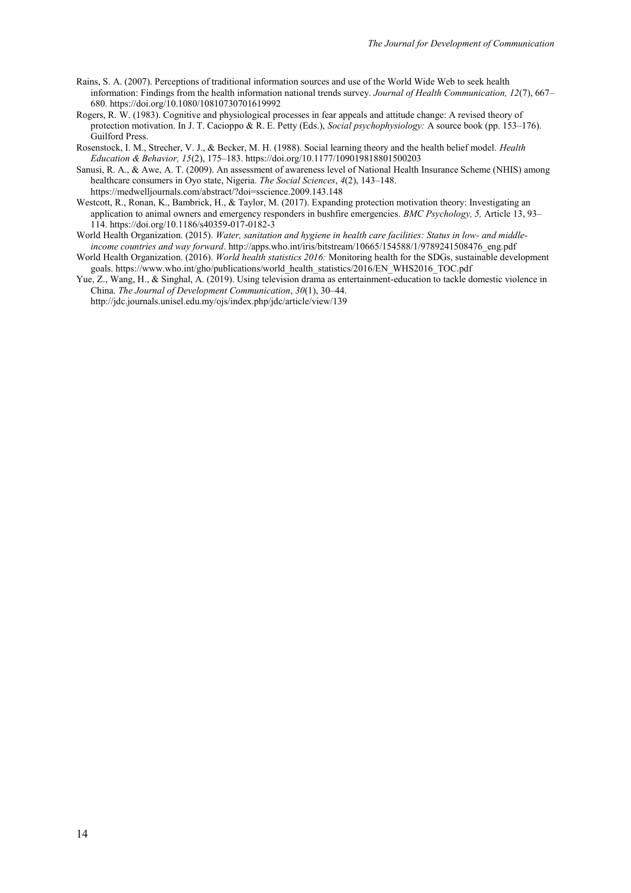Rains, S. A. (2007). Perceptions of traditional information sources and use of the World Wide Web to seek health information: Findings from the health information national trends survey. *Journal of Health Communication, 12*(7), 667–680. https://doi.org/10.1080/10810730701619992

Rogers, R. W. (1983). Cognitive and physiological processes in fear appeals and attitude change: A revised theory of protection motivation. In J. T. Cacioppo & R. E. Petty (Eds.), *Social psychophysiology:* A source book (pp. 153–176). Guilford Press.

Rosenstock, I. M., Strecher, V. J., & Becker, M. H. (1988). Social learning theory and the health belief model. *Health Education & Behavior, 15*(2), 175–183. https://doi.org/10.1177/109019818801500203

Sanusi, R. A., & Awe, A. T. (2009). An assessment of awareness level of National Health Insurance Scheme (NHIS) among healthcare consumers in Oyo state, Nigeria. *The Social Sciences*, *4*(2), 143–148. https://medwelljournals.com/abstract/?doi=sscience.2009.143.148

Westcott, R., Ronan, K., Bambrick, H., & Taylor, M. (2017). Expanding protection motivation theory: Investigating an application to animal owners and emergency responders in bushfire emergencies. *BMC Psychology, 5,* Article 13, 93–114. https://doi.org/10.1186/s40359-017-0182-3

World Health Organization. (2015). *Water, sanitation and hygiene in health care facilities: Status in low- and middle-income countries and way forward*. http://apps.who.int/iris/bitstream/10665/154588/1/9789241508476_eng.pdf

World Health Organization. (2016). *World health statistics 2016:* Monitoring health for the SDGs, sustainable development goals. https://www.who.int/gho/publications/world_health_statistics/2016/EN_WHS2016_TOC.pdf

Yue, Z., Wang, H., & Singhal, A. (2019). Using television drama as entertainment-education to tackle domestic violence in China. *The Journal of Development Communication*, *30*(1), 30–44. http://jdc.journals.unisel.edu.my/ojs/index.php/jdc/article/view/139